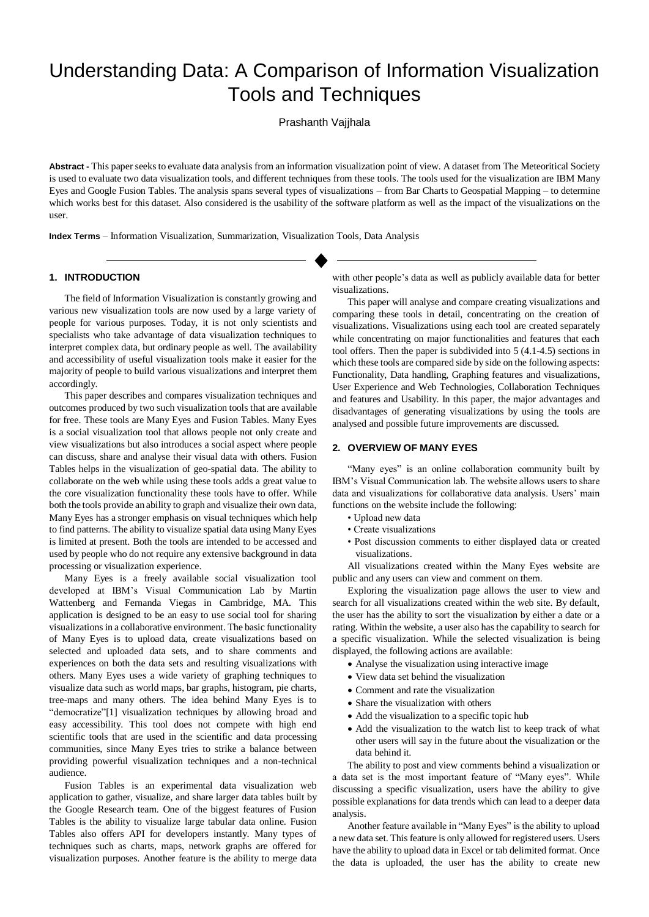# Understanding Data: A Comparison of Information Visualization Tools and Techniques

Prashanth Vajjhala

**Abstract -** This paper seeks to evaluate data analysis from an information visualization point of view. A dataset from The Meteoritical Society is used to evaluate two data visualization tools, and different techniques from these tools. The tools used for the visualization are IBM Many Eyes and Google Fusion Tables. The analysis spans several types of visualizations – from Bar Charts to Geospatial Mapping – to determine which works best for this dataset. Also considered is the usability of the software platform as well as the impact of the visualizations on the user.

**Index Terms** – Information Visualization, Summarization, Visualization Tools, Data Analysis

## 1. INTRODUCTION

The field of Information Visualization is constantly growing and various new visualization tools are now used by a large variety of people for various purposes. Today, it is not only scientists and specialists who take advantage of data visualization techniques to interpret complex data, but ordinary people as well. The availability and accessibility of useful visualization tools make it easier for the majority of people to build various visualizations and interpret them accordingly.

This paper describes and compares visualization techniques and outcomes produced by two such visualization tools that are available for free. These tools are Many Eyes and Fusion Tables. Many Eyes is a social visualization tool that allows people not only create and view visualizations but also introduces a social aspect where people can discuss, share and analyse their visual data with others. Fusion Tables helps in the visualization of geo-spatial data. The ability to collaborate on the web while using these tools adds a great value to the core visualization functionality these tools have to offer. While both the tools provide an ability to graph and visualize their own data, Many Eyes has a stronger emphasis on visual techniques which help to find patterns. The ability to visualize spatial data using Many Eyes is limited at present. Both the tools are intended to be accessed and used by people who do not require any extensive background in data processing or visualization experience.

Many Eyes is a freely available social visualization tool developed at IBM's Visual Communication Lab by Martin Wattenberg and Fernanda Viegas in Cambridge, MA. This application is designed to be an easy to use social tool for sharing visualizations in a collaborative environment. The basic functionality of Many Eyes is to upload data, create visualizations based on selected and uploaded data sets, and to share comments and experiences on both the data sets and resulting visualizations with others. Many Eyes uses a wide variety of graphing techniques to visualize data such as world maps, bar graphs, histogram, pie charts, tree-maps and many others. The idea behind Many Eyes is to "democratize"[1] visualization techniques by allowing broad and easy accessibility. This tool does not compete with high end scientific tools that are used in the scientific and data processing communities, since Many Eyes tries to strike a balance between providing powerful visualization techniques and a non-technical audience.

Fusion Tables is an experimental data visualization web application to gather, visualize, and share larger data tables built by the Google Research team. One of the biggest features of Fusion Tables is the ability to visualize large tabular data online. Fusion Tables also offers API for developers instantly. Many types of techniques such as charts, maps, network graphs are offered for visualization purposes. Another feature is the ability to merge data with other people's data as well as publicly available data for better visualizations.

This paper will analyse and compare creating visualizations and comparing these tools in detail, concentrating on the creation of visualizations. Visualizations using each tool are created separately while concentrating on major functionalities and features that each tool offers. Then the paper is subdivided into 5 (4.1-4.5) sections in which these tools are compared side by side on the following aspects: Functionality, Data handling, Graphing features and visualizations, User Experience and Web Technologies, Collaboration Techniques and features and Usability. In this paper, the major advantages and disadvantages of generating visualizations by using the tools are analysed and possible future improvements are discussed.

## 2. OVERVIEW OF MANY EYES

"Many eyes" is an online collaboration community built by IBM's Visual Communication lab. The website allows users to share data and visualizations for collaborative data analysis. Users' main functions on the website include the following:

- Upload new data
- Create visualizations
- Post discussion comments to either displayed data or created visualizations.

All visualizations created within the Many Eyes website are public and any users can view and comment on them.

Exploring the visualization page allows the user to view and search for all visualizations created within the web site. By default, the user has the ability to sort the visualization by either a date or a rating. Within the website, a user also has the capability to search for a specific visualization. While the selected visualization is being displayed, the following actions are available:

- Analyse the visualization using interactive image
- View data set behind the visualization
- Comment and rate the visualization
- Share the visualization with others
- Add the visualization to a specific topic hub
- Add the visualization to the watch list to keep track of what other users will say in the future about the visualization or the data behind it.

The ability to post and view comments behind a visualization or a data set is the most important feature of "Many eyes". While discussing a specific visualization, users have the ability to give possible explanations for data trends which can lead to a deeper data analysis.

Another feature available in "Many Eyes" is the ability to upload a new data set. This feature is only allowed for registered users. Users have the ability to upload data in Excel or tab delimited format. Once the data is uploaded, the user has the ability to create new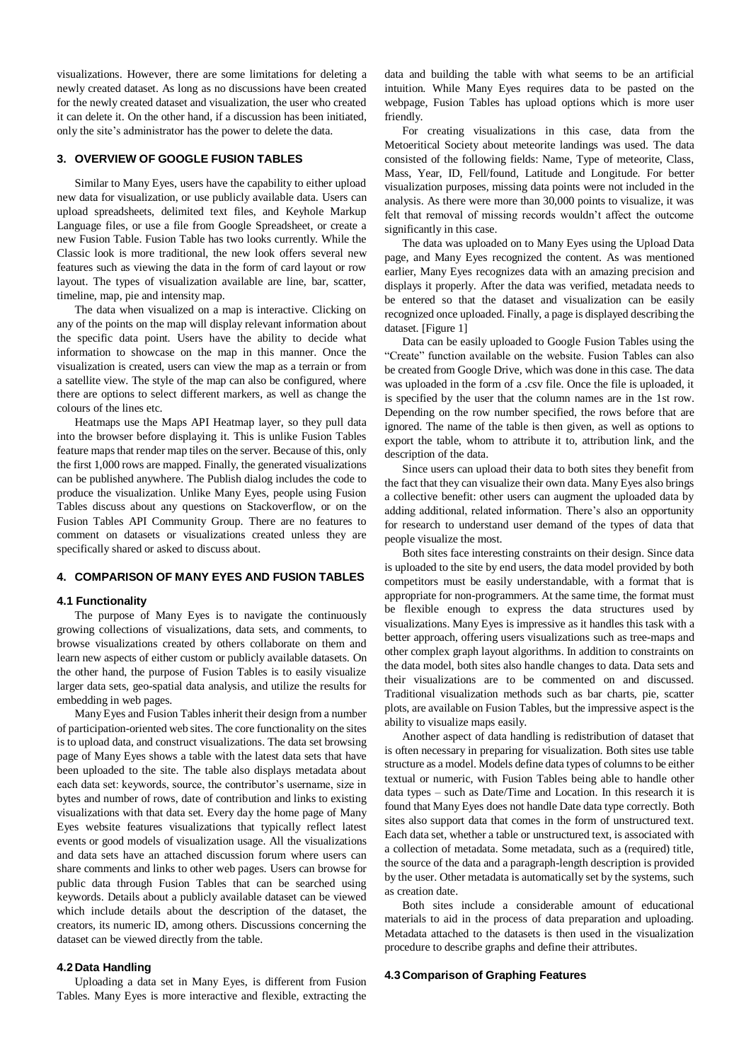visualizations. However, there are some limitations for deleting a newly created dataset. As long as no discussions have been created for the newly created dataset and visualization, the user who created it can delete it. On the other hand, if a discussion has been initiated, only the site's administrator has the power to delete the data.

## 3. OVERVIEW OF GOOGLE FUSION TABLES

Similar to Many Eyes, users have the capability to either upload new data for visualization, or use publicly available data. Users can upload spreadsheets, delimited text files, and Keyhole Markup Language files, or use a file from Google Spreadsheet, or create a new Fusion Table. Fusion Table has two looks currently. While the Classic look is more traditional, the new look offers several new features such as viewing the data in the form of card layout or row layout. The types of visualization available are line, bar, scatter, timeline, map, pie and intensity map.

The data when visualized on a map is interactive. Clicking on any of the points on the map will display relevant information about the specific data point. Users have the ability to decide what information to showcase on the map in this manner. Once the visualization is created, users can view the map as a terrain or from a satellite view. The style of the map can also be configured, where there are options to select different markers, as well as change the colours of the lines etc.

Heatmaps use the Maps API Heatmap layer, so they pull data into the browser before displaying it. This is unlike Fusion Tables feature maps that render map tiles on the server. Because of this, only the first 1,000 rows are mapped. Finally, the generated visualizations can be published anywhere. The Publish dialog includes the code to produce the visualization. Unlike Many Eyes, people using Fusion Tables discuss about any questions on Stackoverflow, or on the Fusion Tables API Community Group. There are no features to comment on datasets or visualizations created unless they are specifically shared or asked to discuss about.

## 4. COMPARISON OF MANY EYES AND FUSION TABLES

### 4.1 Functionality

The purpose of Many Eyes is to navigate the continuously growing collections of visualizations, data sets, and comments, to browse visualizations created by others collaborate on them and learn new aspects of either custom or publicly available datasets. On the other hand, the purpose of Fusion Tables is to easily visualize larger data sets, geo-spatial data analysis, and utilize the results for embedding in web pages.

Many Eyes and Fusion Tables inherit their design from a number of participation-oriented web sites. The core functionality on the sites is to upload data, and construct visualizations. The data set browsing page of Many Eyes shows a table with the latest data sets that have been uploaded to the site. The table also displays metadata about each data set: keywords, source, the contributor's username, size in bytes and number of rows, date of contribution and links to existing visualizations with that data set. Every day the home page of Many Eyes website features visualizations that typically reflect latest events or good models of visualization usage. All the visualizations and data sets have an attached discussion forum where users can share comments and links to other web pages. Users can browse for public data through Fusion Tables that can be searched using keywords. Details about a publicly available dataset can be viewed which include details about the description of the dataset, the creators, its numeric ID, among others. Discussions concerning the dataset can be viewed directly from the table.

### 4.2 Data Handling

Uploading a data set in Many Eyes, is different from Fusion Tables. Many Eyes is more interactive and flexible, extracting the data and building the table with what seems to be an artificial intuition. While Many Eyes requires data to be pasted on the webpage, Fusion Tables has upload options which is more user friendly.

For creating visualizations in this case, data from the Metoeritical Society about meteorite landings was used. The data consisted of the following fields: Name, Type of meteorite, Class, Mass, Year, ID, Fell/found, Latitude and Longitude. For better visualization purposes, missing data points were not included in the analysis. As there were more than 30,000 points to visualize, it was felt that removal of missing records wouldn't affect the outcome significantly in this case.

The data was uploaded on to Many Eyes using the Upload Data page, and Many Eyes recognized the content. As was mentioned earlier, Many Eyes recognizes data with an amazing precision and displays it properly. After the data was verified, metadata needs to be entered so that the dataset and visualization can be easily recognized once uploaded. Finally, a page is displayed describing the dataset. [Figure 1]

Data can be easily uploaded to Google Fusion Tables using the "Create" function available on the website. Fusion Tables can also be created from Google Drive, which was done in this case. The data was uploaded in the form of a .csv file. Once the file is uploaded, it is specified by the user that the column names are in the 1st row. Depending on the row number specified, the rows before that are ignored. The name of the table is then given, as well as options to export the table, whom to attribute it to, attribution link, and the description of the data.

Since users can upload their data to both sites they benefit from the fact that they can visualize their own data. Many Eyes also brings a collective benefit: other users can augment the uploaded data by adding additional, related information. There's also an opportunity for research to understand user demand of the types of data that people visualize the most.

Both sites face interesting constraints on their design. Since data is uploaded to the site by end users, the data model provided by both competitors must be easily understandable, with a format that is appropriate for non-programmers. At the same time, the format must be flexible enough to express the data structures used by visualizations. Many Eyes is impressive as it handles this task with a better approach, offering users visualizations such as tree-maps and other complex graph layout algorithms. In addition to constraints on the data model, both sites also handle changes to data. Data sets and their visualizations are to be commented on and discussed. Traditional visualization methods such as bar charts, pie, scatter plots, are available on Fusion Tables, but the impressive aspect is the ability to visualize maps easily.

Another aspect of data handling is redistribution of dataset that is often necessary in preparing for visualization. Both sites use table structure as a model. Models define data types of columns to be either textual or numeric, with Fusion Tables being able to handle other data types – such as Date/Time and Location. In this research it is found that Many Eyes does not handle Date data type correctly. Both sites also support data that comes in the form of unstructured text. Each data set, whether a table or unstructured text, is associated with a collection of metadata. Some metadata, such as a (required) title, the source of the data and a paragraph-length description is provided by the user. Other metadata is automatically set by the systems, such as creation date.

Both sites include a considerable amount of educational materials to aid in the process of data preparation and uploading. Metadata attached to the datasets is then used in the visualization procedure to describe graphs and define their attributes.

### 4.3 Comparison of Graphing Features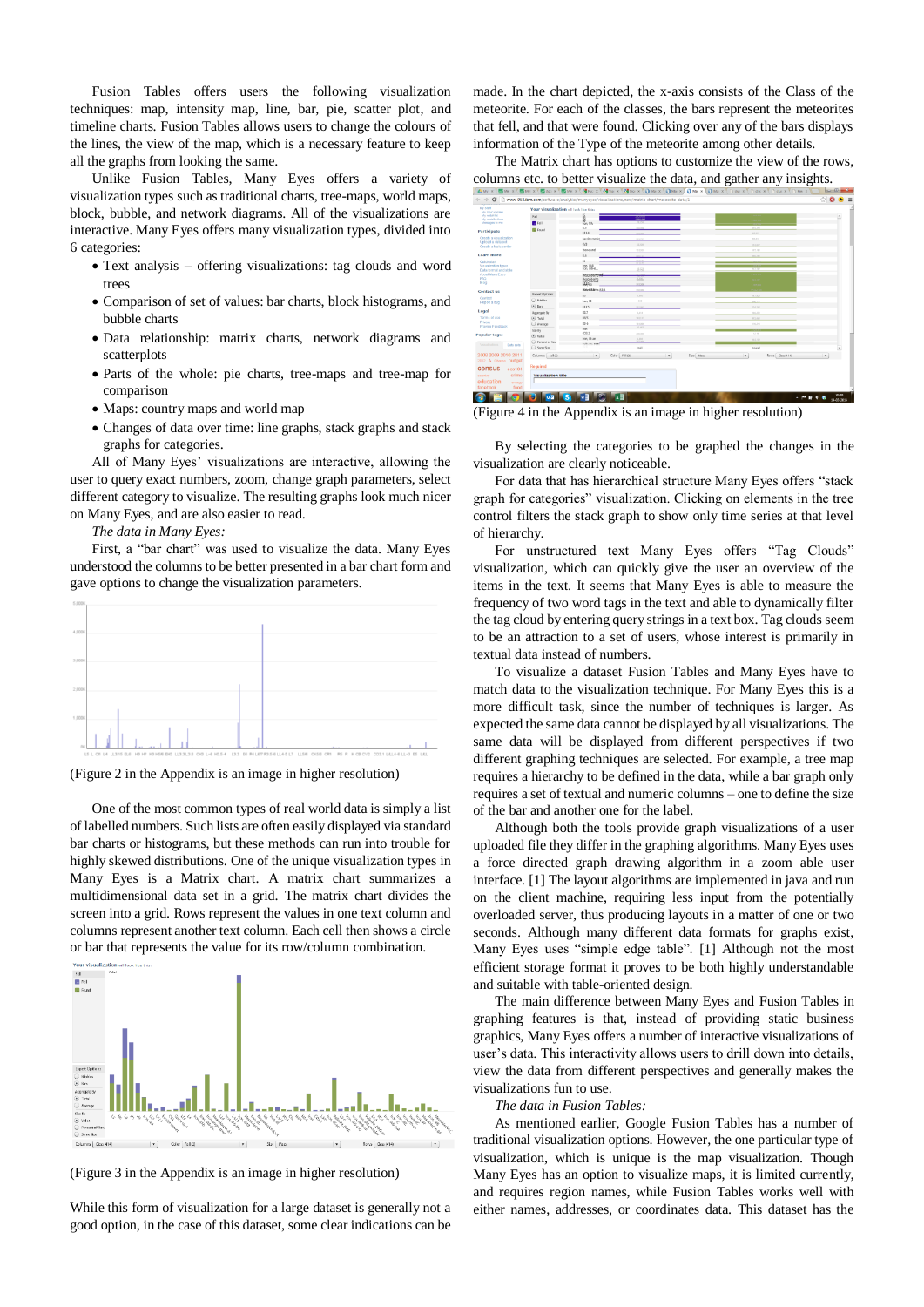Fusion Tables offers users the following visualization techniques: map, intensity map, line, bar, pie, scatter plot, and timeline charts. Fusion Tables allows users to change the colours of the lines, the view of the map, which is a necessary feature to keep all the graphs from looking the same.

Unlike Fusion Tables, Many Eyes offers a variety of visualization types such as traditional charts, tree-maps, world maps, block, bubble, and network diagrams. All of the visualizations are interactive. Many Eyes offers many visualization types, divided into 6 categories:

- Text analysis – offering visualizations: tag clouds and word trees
- Comparison of set of values: bar charts, block histograms, and bubble charts
- Data relationship: matrix charts, network diagrams and scatterplots
- Parts of the whole: pie charts, tree-maps and tree-map for comparison
- Maps: country maps and world map
- Changes of data over time: line graphs, stack graphs and stack graphs for categories.

All of Many Eyes' visualizations are interactive, allowing the user to query exact numbers, zoom, change graph parameters, select different category to visualize. The resulting graphs look much nicer on Many Eyes, and are also easier to read.

*The data in Many Eyes:*

First, a "bar chart" was used to visualize the data. Many Eyes understood the columns to be better presented in a bar chart form and gave options to change the visualization parameters.

(Figure 2 in the Appendix is an image in higher resolution)

One of the most common types of real world data is simply a list of labelled numbers. Such lists are often easily displayed via standard bar charts or histograms, but these methods can run into trouble for highly skewed distributions. One of the unique visualization types in Many Eyes is a Matrix chart. A matrix chart summarizes a multidimensional data set in a grid. The matrix chart divides the screen into a grid. Rows represent the values in one text column and columns represent another text column. Each cell then shows a circle or bar that represents the value for its row/column combination.

(Figure 3 in the Appendix is an image in higher resolution)

While this form of visualization for a large dataset is generally not a good option, in the case of this dataset, some clear indications can be made. In the chart depicted, the x-axis consists of the Class of the meteorite. For each of the classes, the bars represent the meteorites that fell, and that were found. Clicking over any of the bars displays information of the Type of the meteorite among other details.

The Matrix chart has options to customize the view of the rows, columns etc. to better visualize the data, and gather any insights.

(Figure 4 in the Appendix is an image in higher resolution)

By selecting the categories to be graphed the changes in the visualization are clearly noticeable.

For data that has hierarchical structure Many Eyes offers "stack graph for categories" visualization. Clicking on elements in the tree control filters the stack graph to show only time series at that level of hierarchy.

For unstructured text Many Eyes offers "Tag Clouds" visualization, which can quickly give the user an overview of the items in the text. It seems that Many Eyes is able to measure the frequency of two word tags in the text and able to dynamically filter the tag cloud by entering query strings in a text box. Tag clouds seem to be an attraction to a set of users, whose interest is primarily in textual data instead of numbers.

To visualize a dataset Fusion Tables and Many Eyes have to match data to the visualization technique. For Many Eyes this is a more difficult task, since the number of techniques is larger. As expected the same data cannot be displayed by all visualizations. The same data will be displayed from different perspectives if two different graphing techniques are selected. For example, a tree map requires a hierarchy to be defined in the data, while a bar graph only requires a set of textual and numeric columns – one to define the size of the bar and another one for the label.

Although both the tools provide graph visualizations of a user uploaded file they differ in the graphing algorithms. Many Eyes uses a force directed graph drawing algorithm in a zoom able user interface. [1] The layout algorithms are implemented in java and run on the client machine, requiring less input from the potentially overloaded server, thus producing layouts in a matter of one or two seconds. Although many different data formats for graphs exist, Many Eyes uses "simple edge table". [1] Although not the most efficient storage format it proves to be both highly understandable and suitable with table-oriented design.

The main difference between Many Eyes and Fusion Tables in graphing features is that, instead of providing static business graphics, Many Eyes offers a number of interactive visualizations of user's data. This interactivity allows users to drill down into details, view the data from different perspectives and generally makes the visualizations fun to use.

*The data in Fusion Tables:*

As mentioned earlier, Google Fusion Tables has a number of traditional visualization options. However, the one particular type of visualization, which is unique is the map visualization. Though Many Eyes has an option to visualize maps, it is limited currently, and requires region names, while Fusion Tables works well with either names, addresses, or coordinates data. This dataset has the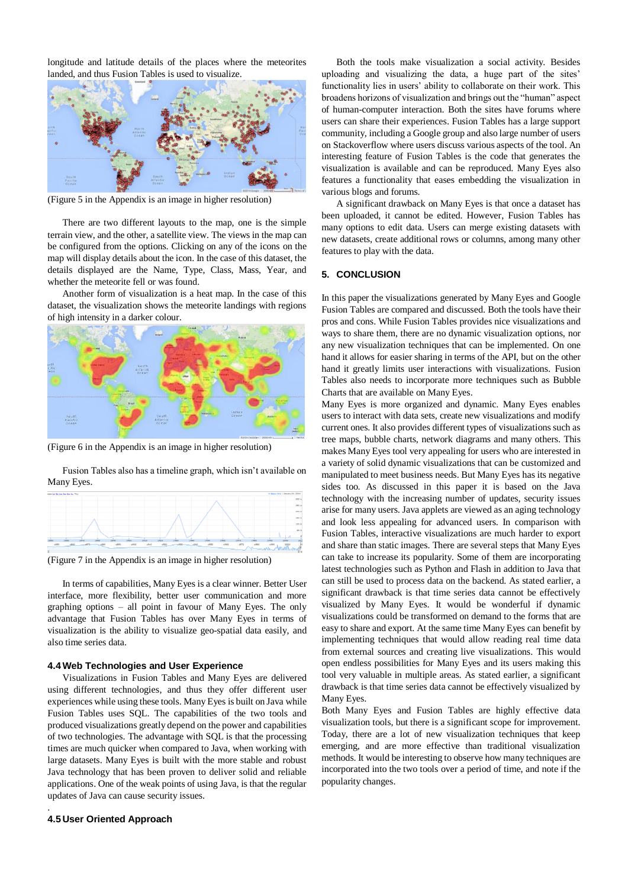longitude and latitude details of the places where the meteorites landed, and thus Fusion Tables is used to visualize.

(Figure 5 in the Appendix is an image in higher resolution)

There are two different layouts to the map, one is the simple terrain view, and the other, a satellite view. The views in the map can be configured from the options. Clicking on any of the icons on the map will display details about the icon. In the case of this dataset, the details displayed are the Name, Type, Class, Mass, Year, and whether the meteorite fell or was found.

Another form of visualization is a heat map. In the case of this dataset, the visualization shows the meteorite landings with regions of high intensity in a darker colour.

(Figure 6 in the Appendix is an image in higher resolution)

Fusion Tables also has a timeline graph, which isn't available on Many Eyes.

(Figure 7 in the Appendix is an image in higher resolution)

In terms of capabilities, Many Eyes is a clear winner. Better User interface, more flexibility, better user communication and more graphing options – all point in favour of Many Eyes. The only advantage that Fusion Tables has over Many Eyes in terms of visualization is the ability to visualize geo-spatial data easily, and also time series data.

### 4.4 Web Technologies and User Experience

Visualizations in Fusion Tables and Many Eyes are delivered using different technologies, and thus they offer different user experiences while using these tools. Many Eyes is built on Java while Fusion Tables uses SQL. The capabilities of the two tools and produced visualizations greatly depend on the power and capabilities of two technologies. The advantage with SQL is that the processing times are much quicker when compared to Java, when working with large datasets. Many Eyes is built with the more stable and robust Java technology that has been proven to deliver solid and reliable applications. One of the weak points of using Java, is that the regular updates of Java can cause security issues.

### 4.5 User Oriented Approach

Both the tools make visualization a social activity. Besides uploading and visualizing the data, a huge part of the sites' functionality lies in users' ability to collaborate on their work. This broadens horizons of visualization and brings out the "human" aspect of human-computer interaction. Both the sites have forums where users can share their experiences. Fusion Tables has a large support community, including a Google group and also large number of users on Stackoverflow where users discuss various aspects of the tool. An interesting feature of Fusion Tables is the code that generates the visualization is available and can be reproduced. Many Eyes also features a functionality that eases embedding the visualization in various blogs and forums.

A significant drawback on Many Eyes is that once a dataset has been uploaded, it cannot be edited. However, Fusion Tables has many options to edit data. Users can merge existing datasets with new datasets, create additional rows or columns, among many other features to play with the data.

## 5. CONCLUSION

In this paper the visualizations generated by Many Eyes and Google Fusion Tables are compared and discussed. Both the tools have their pros and cons. While Fusion Tables provides nice visualizations and ways to share them, there are no dynamic visualization options, nor any new visualization techniques that can be implemented. On one hand it allows for easier sharing in terms of the API, but on the other hand it greatly limits user interactions with visualizations. Fusion Tables also needs to incorporate more techniques such as Bubble Charts that are available on Many Eyes.

Many Eyes is more organized and dynamic. Many Eyes enables users to interact with data sets, create new visualizations and modify current ones. It also provides different types of visualizations such as tree maps, bubble charts, network diagrams and many others. This makes Many Eyes tool very appealing for users who are interested in a variety of solid dynamic visualizations that can be customized and manipulated to meet business needs. But Many Eyes has its negative sides too. As discussed in this paper it is based on the Java technology with the increasing number of updates, security issues arise for many users. Java applets are viewed as an aging technology and look less appealing for advanced users. In comparison with Fusion Tables, interactive visualizations are much harder to export and share than static images. There are several steps that Many Eyes can take to increase its popularity. Some of them are incorporating latest technologies such as Python and Flash in addition to Java that can still be used to process data on the backend. As stated earlier, a significant drawback is that time series data cannot be effectively visualized by Many Eyes. It would be wonderful if dynamic visualizations could be transformed on demand to the formats that are easy to share and export. At the same time Many Eyes can benefit by implementing techniques that would allow reading real time data from external sources and creating live visualizations. This would open endless possibilities for Many Eyes and its users making this tool very valuable in multiple areas. As stated earlier, a significant drawback is that time series data cannot be effectively visualized by Many Eyes.

Both Many Eyes and Fusion Tables are highly effective data visualization tools, but there is a significant scope for improvement. Today, there are a lot of new visualization techniques that keep emerging, and are more effective than traditional visualization methods. It would be interesting to observe how many techniques are incorporated into the two tools over a period of time, and note if the popularity changes.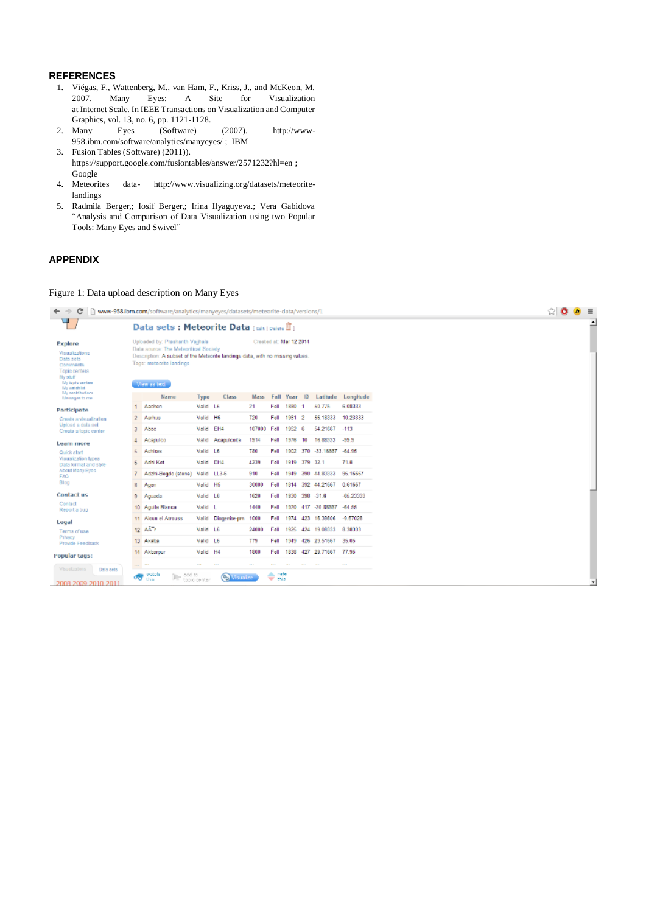## REFERENCES

1. Viégas, F., Wattenberg, M., van Ham, F., Kriss, J., and McKeon, M. 2007. Many Eyes: A Site for Visualization at Internet Scale. In IEEE Transactions on Visualization and Computer Graphics, vol. 13, no. 6, pp. 1121-1128.
2. Many Eyes (Software) (2007). http://www-958.ibm.com/software/analytics/manyeyes/ ; IBM
3. Fusion Tables (Software) (2011)). https://support.google.com/fusiontables/answer/2571232?hl=en ; Google
4. Meteorites data- http://www.visualizing.org/datasets/meteorite-landings
5. Radmila Berger,; Iosif Berger,; Irina Ilyaguyeva.; Vera Gabidova "Analysis and Comparison of Data Visualization using two Popular Tools: Many Eyes and Swivel"

## APPENDIX

Figure 1: Data upload description on Many Eyes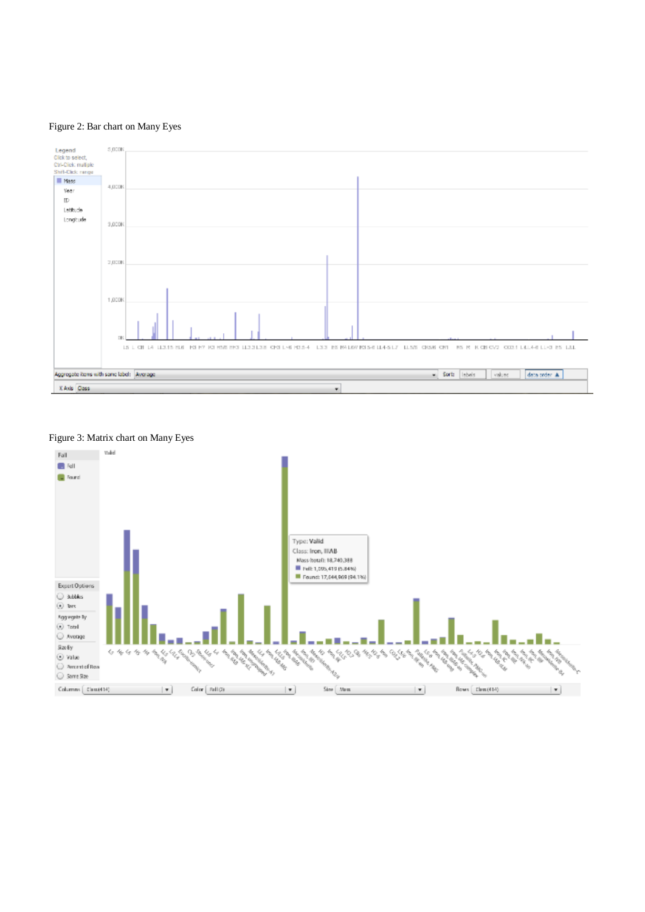Figure 2: Bar chart on Many Eyes

Figure 3: Matrix chart on Many Eyes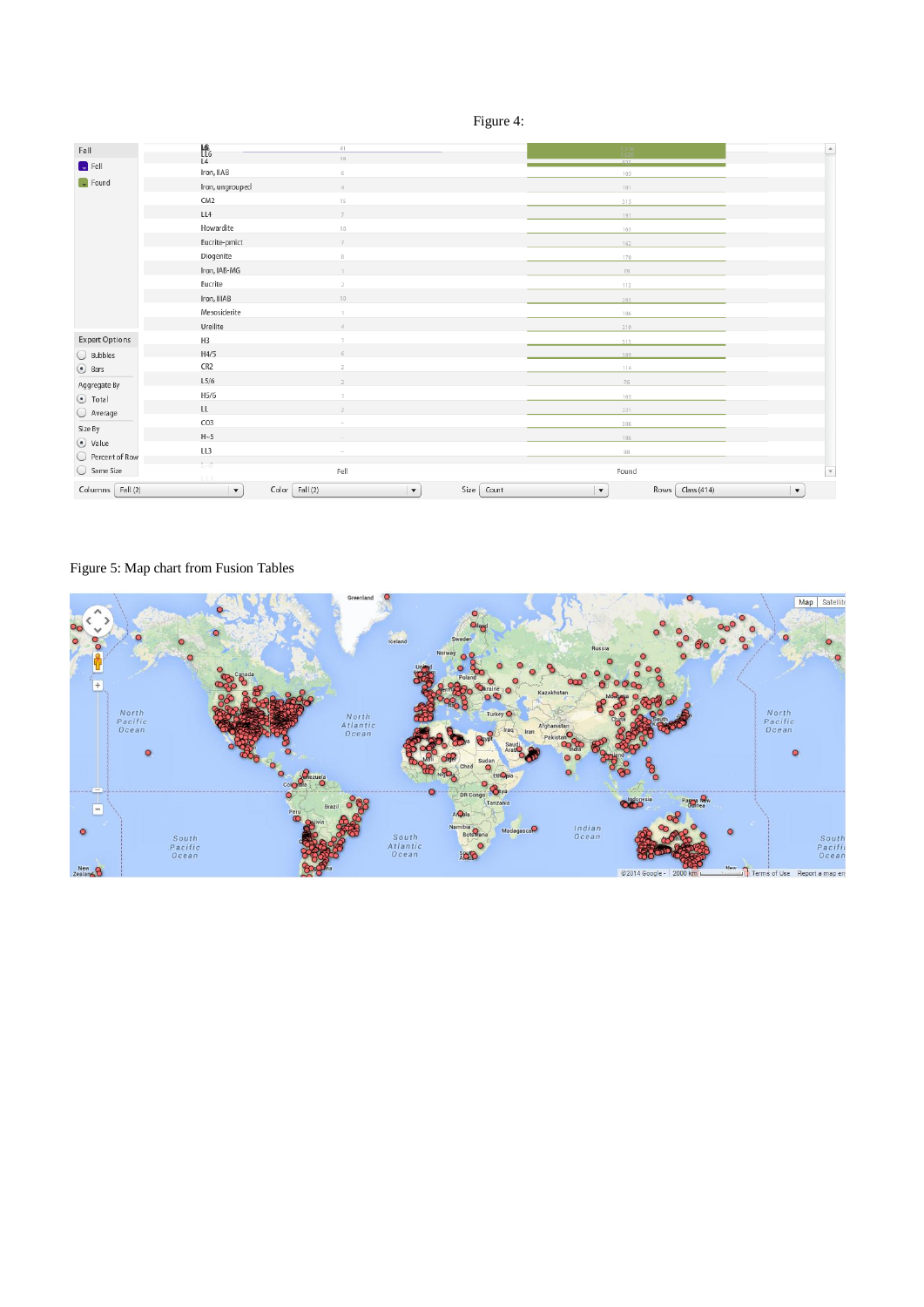Figure 4:

Figure 5: Map chart from Fusion Tables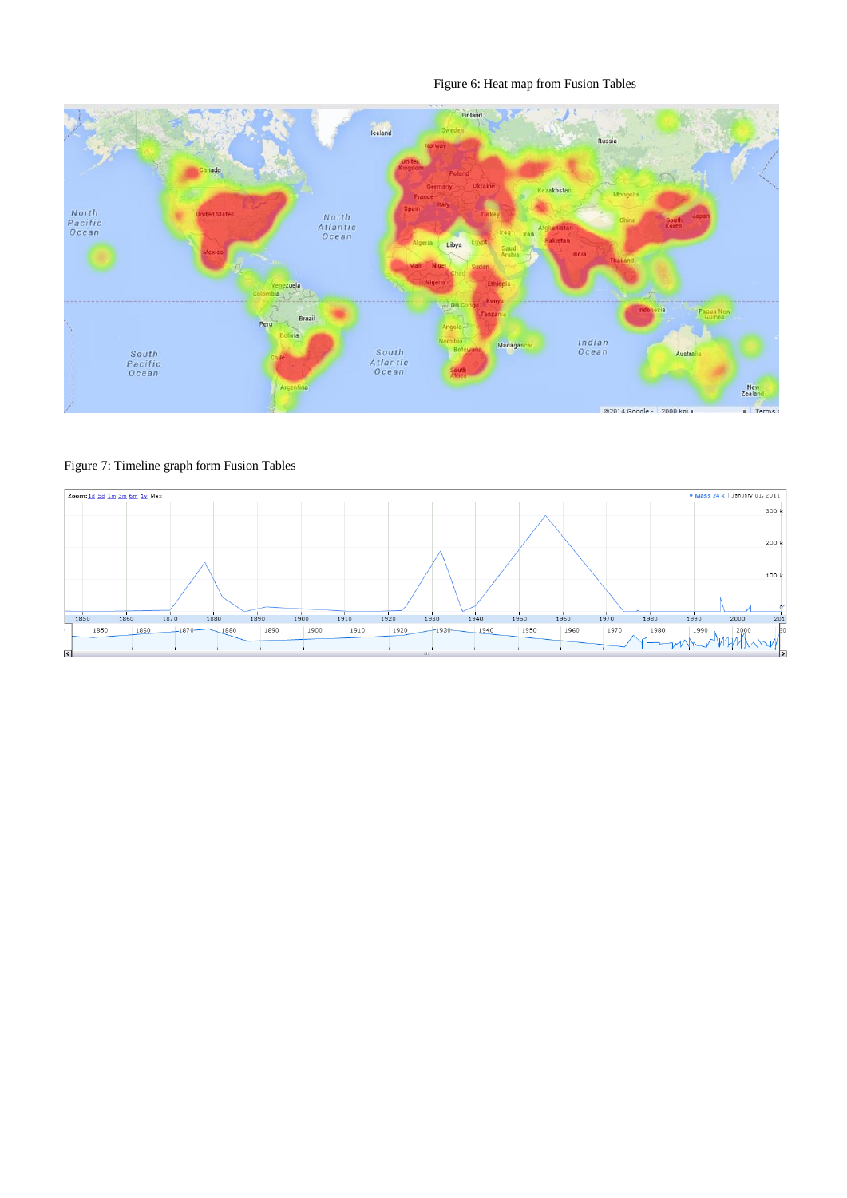Figure 6: Heat map from Fusion Tables

Figure 7: Timeline graph form Fusion Tables